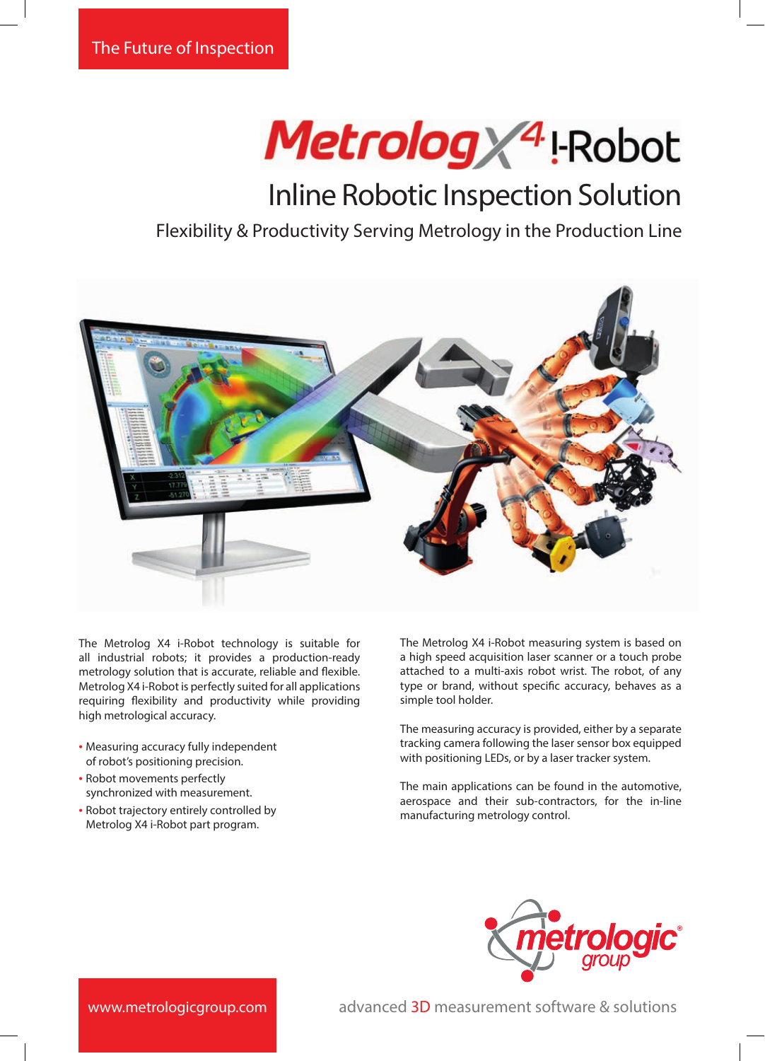The Future of Inspection

# Metrolog X4 i-Robot

## Inline Robotic Inspection Solution

### Flexibility & Productivity Serving Metrology in the Production Line

The Metrolog X4 i-Robot technology is suitable for all industrial robots; it provides a production-ready metrology solution that is accurate, reliable and flexible. Metrolog X4 i-Robot is perfectly suited for all applications requiring flexibility and productivity while providing high metrological accuracy.

- Measuring accuracy fully independent of robot's positioning precision.
- Robot movements perfectly synchronized with measurement.
- Robot trajectory entirely controlled by Metrolog X4 i-Robot part program.

The Metrolog X4 i-Robot measuring system is based on a high speed acquisition laser scanner or a touch probe attached to a multi-axis robot wrist. The robot, of any type or brand, without specific accuracy, behaves as a simple tool holder.

The measuring accuracy is provided, either by a separate tracking camera following the laser sensor box equipped with positioning LEDs, or by a laser tracker system.

The main applications can be found in the automotive, aerospace and their sub-contractors, for the in-line manufacturing metrology control.

metrologic group®

www.metrologicgroup.com

advanced 3D measurement software & solutions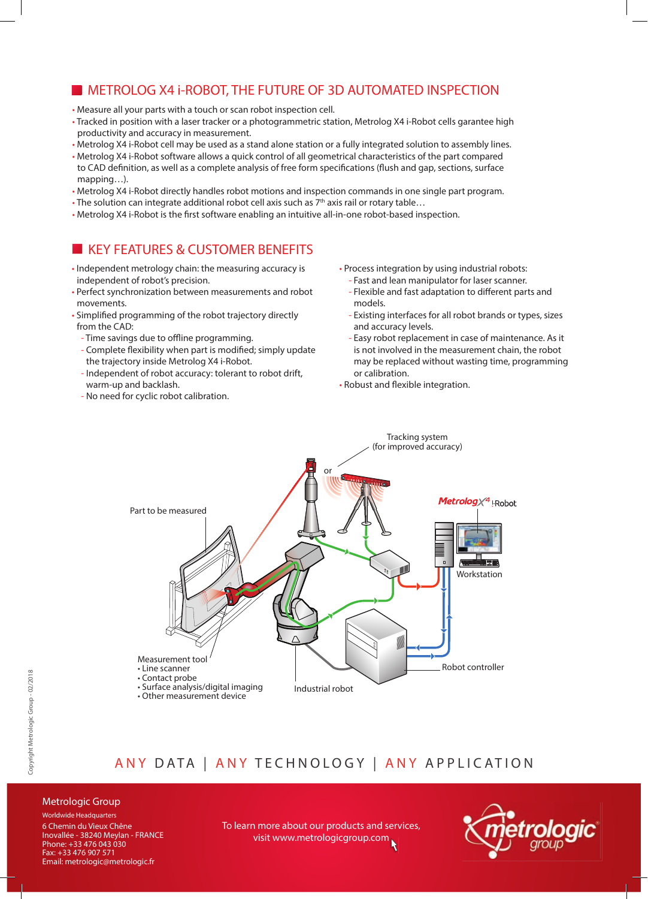## METROLOG X4 i-ROBOT, THE FUTURE OF 3D AUTOMATED INSPECTION

- Measure all your parts with a touch or scan robot inspection cell.
- Tracked in position with a laser tracker or a photogrammetric station, Metrolog X4 i-Robot cells garantee high productivity and accuracy in measurement.
- Metrolog X4 i-Robot cell may be used as a stand alone station or a fully integrated solution to assembly lines.
- Metrolog X4 i-Robot software allows a quick control of all geometrical characteristics of the part compared to CAD definition, as well as a complete analysis of free form specifications (flush and gap, sections, surface mapping…).
- Metrolog X4 i-Robot directly handles robot motions and inspection commands in one single part program.
- The solution can integrate additional robot cell axis such as 7th axis rail or rotary table…
- Metrolog X4 i-Robot is the first software enabling an intuitive all-in-one robot-based inspection.

## KEY FEATURES & CUSTOMER BENEFITS

- Independent metrology chain: the measuring accuracy is independent of robot's precision.
- Perfect synchronization between measurements and robot movements.
- Simplified programming of the robot trajectory directly from the CAD:
  - Time savings due to offline programming.
  - Complete flexibility when part is modified; simply update the trajectory inside Metrolog X4 i-Robot.
  - Independent of robot accuracy: tolerant to robot drift, warm-up and backlash.
  - No need for cyclic robot calibration.
- Process integration by using industrial robots:
  - Fast and lean manipulator for laser scanner.
  - Flexible and fast adaptation to different parts and models.
  - Existing interfaces for all robot brands or types, sizes and accuracy levels.
  - Easy robot replacement in case of maintenance. As it is not involved in the measurement chain, the robot may be replaced without wasting time, programming or calibration.
- Robust and flexible integration.

Tracking system
(for improved accuracy)

or

Metrolog X4 i-Robot

Part to be measured

Workstation

Robot controller

Measurement tool
- Line scanner
- Contact probe
- Surface analysis/digital imaging
- Other measurement device

Industrial robot

ANY DATA | ANY TECHNOLOGY | ANY APPLICATION

Copyright Metrologic Group - 02/2018

**Metrologic Group**

Worldwide Headquarters
6 Chemin du Vieux Chêne
Inovallée - 38240 Meylan - FRANCE
Phone: +33 476 043 030
Fax: +33 476 907 571
Email: metrologic@metrologic.fr

To learn more about our products and services, visit www.metrologicgroup.com

metrologic group